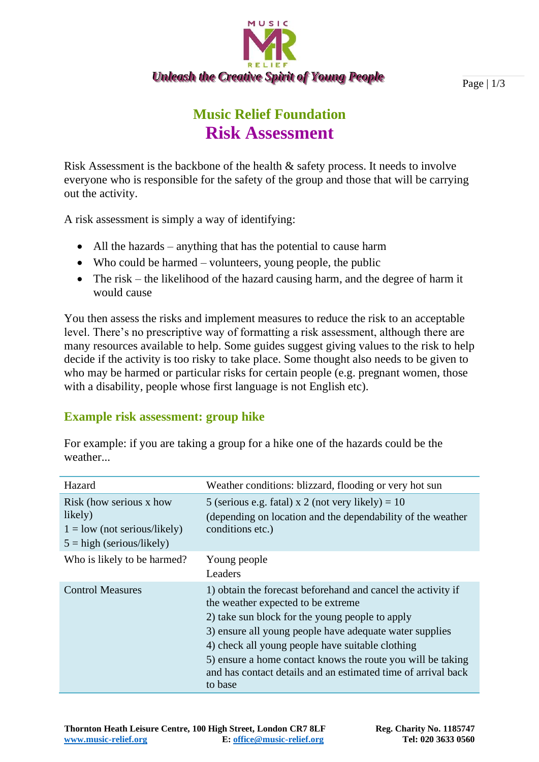*Unleash the Creative Spirit of Young People*

# Music Relief Foundation
# Risk Assessment

Risk Assessment is the backbone of the health & safety process. It needs to involve everyone who is responsible for the safety of the group and those that will be carrying out the activity.

A risk assessment is simply a way of identifying:

- All the hazards – anything that has the potential to cause harm
- Who could be harmed – volunteers, young people, the public
- The risk – the likelihood of the hazard causing harm, and the degree of harm it would cause

You then assess the risks and implement measures to reduce the risk to an acceptable level. There's no prescriptive way of formatting a risk assessment, although there are many resources available to help. Some guides suggest giving values to the risk to help decide if the activity is too risky to take place. Some thought also needs to be given to who may be harmed or particular risks for certain people (e.g. pregnant women, those with a disability, people whose first language is not English etc).

## Example risk assessment: group hike

For example: if you are taking a group for a hike one of the hazards could be the weather...

| Hazard | Weather conditions: blizzard, flooding or very hot sun |
|---|---|
| Risk (how serious x how likely)<br>1 = low (not serious/likely)<br>5 = high (serious/likely) | 5 (serious e.g. fatal) x 2 (not very likely) = 10<br>(depending on location and the dependability of the weather conditions etc.) |
| Who is likely to be harmed? | Young people<br>Leaders |
| Control Measures | 1) obtain the forecast beforehand and cancel the activity if the weather expected to be extreme<br>2) take sun block for the young people to apply<br>3) ensure all young people have adequate water supplies<br>4) check all young people have suitable clothing<br>5) ensure a home contact knows the route you will be taking and has contact details and an estimated time of arrival back to base |

**Thornton Heath Leisure Centre, 100 High Street, London CR7 8LF** **Reg. Charity No. 1185747**
**www.music-relief.org** **E: office@music-relief.org** **Tel: 020 3633 0560**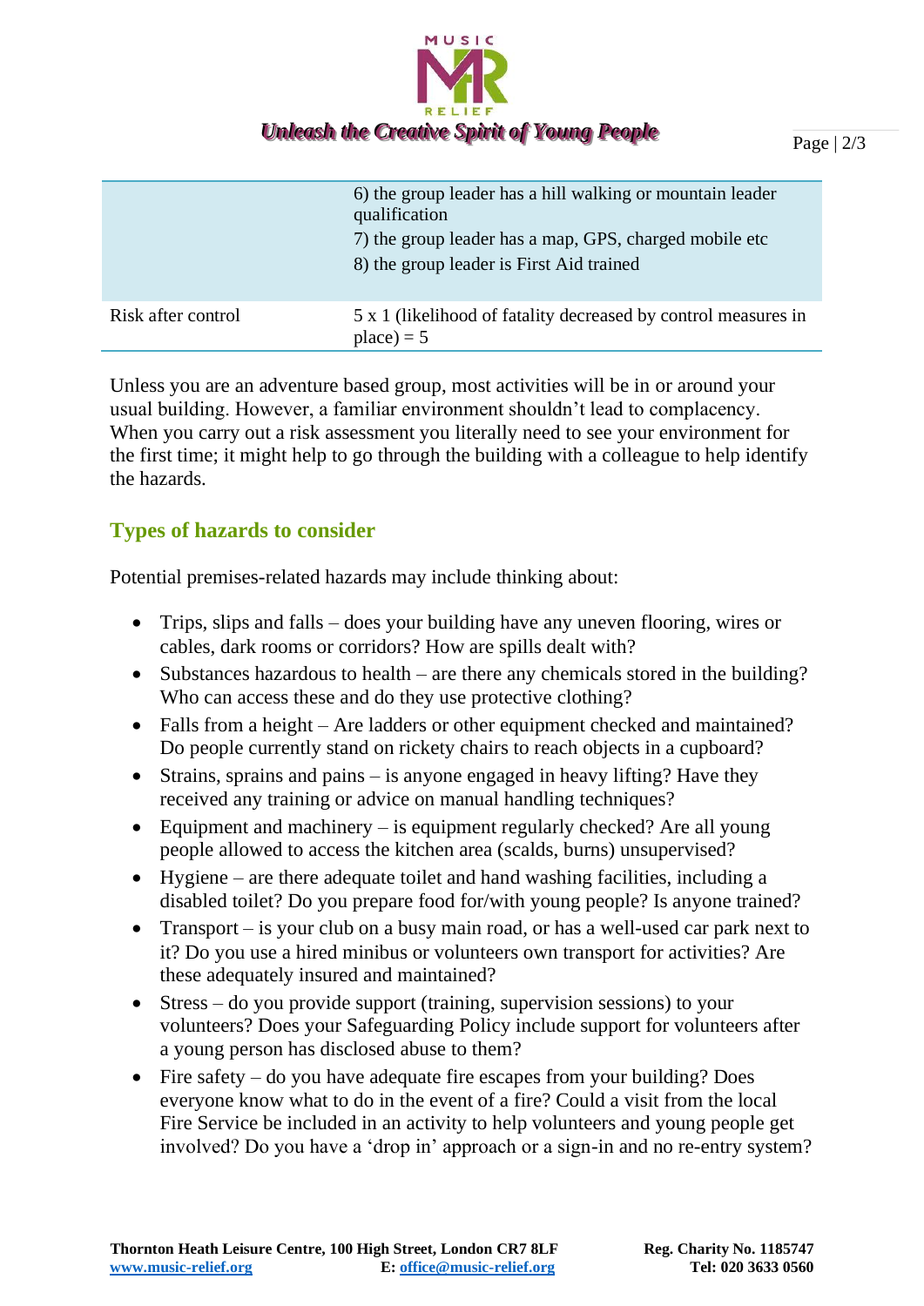| | |
|---|---|
| | 6) the group leader has a hill walking or mountain leader qualification<br>7) the group leader has a map, GPS, charged mobile etc<br>8) the group leader is First Aid trained |
| Risk after control | 5 x 1 (likelihood of fatality decreased by control measures in place) = 5 |

Unless you are an adventure based group, most activities will be in or around your usual building. However, a familiar environment shouldn't lead to complacency. When you carry out a risk assessment you literally need to see your environment for the first time; it might help to go through the building with a colleague to help identify the hazards.

## Types of hazards to consider

Potential premises-related hazards may include thinking about:

- Trips, slips and falls – does your building have any uneven flooring, wires or cables, dark rooms or corridors? How are spills dealt with?
- Substances hazardous to health – are there any chemicals stored in the building? Who can access these and do they use protective clothing?
- Falls from a height – Are ladders or other equipment checked and maintained? Do people currently stand on rickety chairs to reach objects in a cupboard?
- Strains, sprains and pains – is anyone engaged in heavy lifting? Have they received any training or advice on manual handling techniques?
- Equipment and machinery – is equipment regularly checked? Are all young people allowed to access the kitchen area (scalds, burns) unsupervised?
- Hygiene – are there adequate toilet and hand washing facilities, including a disabled toilet? Do you prepare food for/with young people? Is anyone trained?
- Transport – is your club on a busy main road, or has a well-used car park next to it? Do you use a hired minibus or volunteers own transport for activities? Are these adequately insured and maintained?
- Stress – do you provide support (training, supervision sessions) to your volunteers? Does your Safeguarding Policy include support for volunteers after a young person has disclosed abuse to them?
- Fire safety – do you have adequate fire escapes from your building? Does everyone know what to do in the event of a fire? Could a visit from the local Fire Service be included in an activity to help volunteers and young people get involved? Do you have a 'drop in' approach or a sign-in and no re-entry system?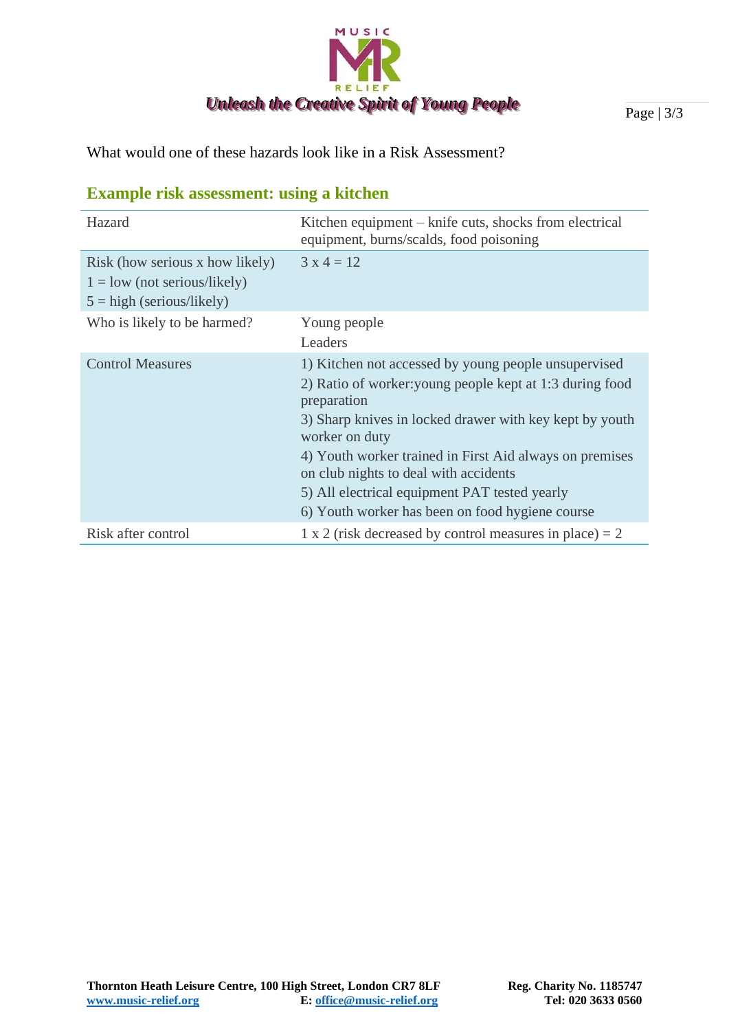What would one of these hazards look like in a Risk Assessment?

## Example risk assessment: using a kitchen

| | |
|---|---|
| Hazard | Kitchen equipment – knife cuts, shocks from electrical equipment, burns/scalds, food poisoning |
| Risk (how serious x how likely)<br>1 = low (not serious/likely)<br>5 = high (serious/likely) | 3 x 4 = 12 |
| Who is likely to be harmed? | Young people<br>Leaders |
| Control Measures | 1) Kitchen not accessed by young people unsupervised<br>2) Ratio of worker:young people kept at 1:3 during food preparation<br>3) Sharp knives in locked drawer with key kept by youth worker on duty<br>4) Youth worker trained in First Aid always on premises on club nights to deal with accidents<br>5) All electrical equipment PAT tested yearly<br>6) Youth worker has been on food hygiene course |
| Risk after control | 1 x 2 (risk decreased by control measures in place) = 2 |